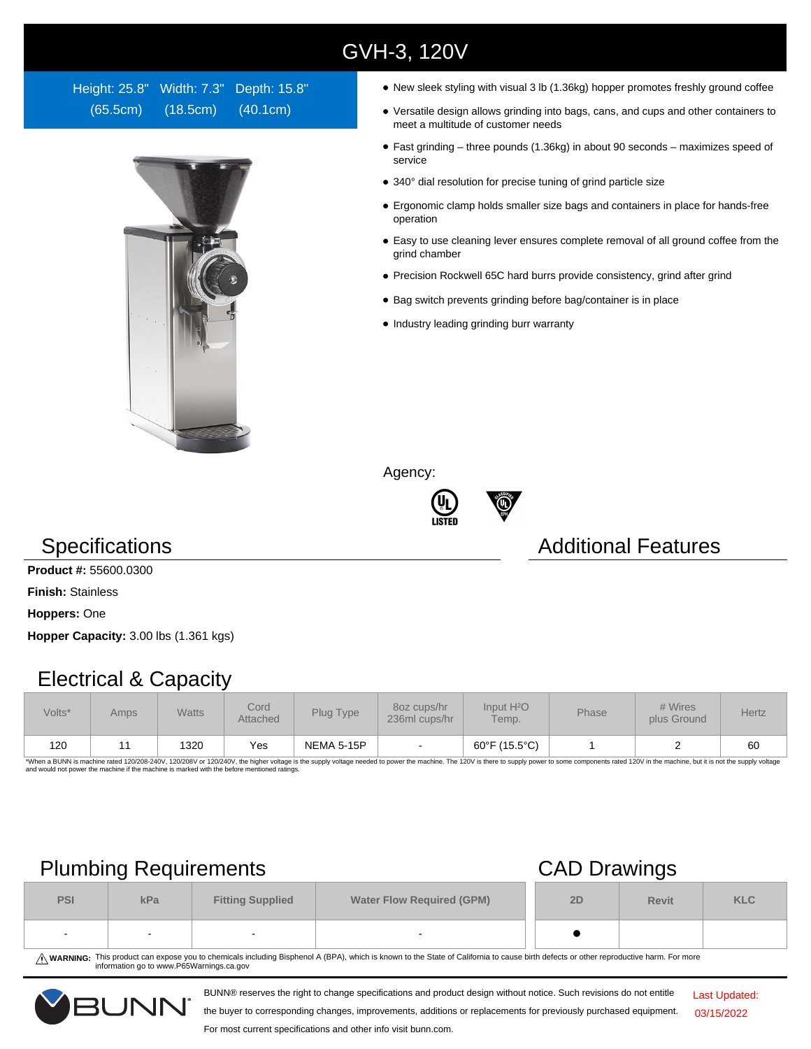# GVH-3, 120V

Height: 25.8" (65.5cm) Width: 7.3" (18.5cm) Depth: 15.8" (40.1cm)

- New sleek styling with visual 3 lb (1.36kg) hopper promotes freshly ground coffee
- Versatile design allows grinding into bags, cans, and cups and other containers to meet a multitude of customer needs
- Fast grinding – three pounds (1.36kg) in about 90 seconds – maximizes speed of service
- 340° dial resolution for precise tuning of grind particle size
- Ergonomic clamp holds smaller size bags and containers in place for hands-free operation
- Easy to use cleaning lever ensures complete removal of all ground coffee from the grind chamber
- Precision Rockwell 65C hard burrs provide consistency, grind after grind
- Bag switch prevents grinding before bag/container is in place
- Industry leading grinding burr warranty

Agency:

## Specifications

**Product #:** 55600.0300

**Finish:** Stainless

**Hoppers:** One

**Hopper Capacity:** 3.00 lbs (1.361 kgs)

## Additional Features

## Electrical & Capacity

| Volts* | Amps | Watts | Cord Attached | Plug Type | 8oz cups/hr 236ml cups/hr | Input $H^2O$ Temp. | Phase | # Wires plus Ground | Hertz |
|---|---|---|---|---|---|---|---|---|---|
| 120 | 11 | 1320 | Yes | NEMA 5-15P | - | 60°F (15.5°C) | 1 | 2 | 60 |

*When a BUNN is machine rated 120/208-240V, 120/208V or 120/240V, the higher voltage is the supply voltage needed to power the machine. The 120V is there to supply power to some components rated 120V in the machine, but it is not the supply voltage and would not power the machine if the machine is marked with the before mentioned ratings.

## Plumbing Requirements

| PSI | kPa | Fitting Supplied | Water Flow Required (GPM) |
|---|---|---|---|
| - | - | - | - |

## CAD Drawings

| 2D | Revit | KLC |
|---|---|---|
| ● | | |

⚠ **WARNING:** This product can expose you to chemicals including Bisphenol A (BPA), which is known to the State of California to cause birth defects or other reproductive harm. For more information go to www.P65Warnings.ca.gov

BUNN® reserves the right to change specifications and product design without notice. Such revisions do not entitle the buyer to corresponding changes, improvements, additions or replacements for previously purchased equipment. For most current specifications and other info visit bunn.com.

Last Updated: 03/15/2022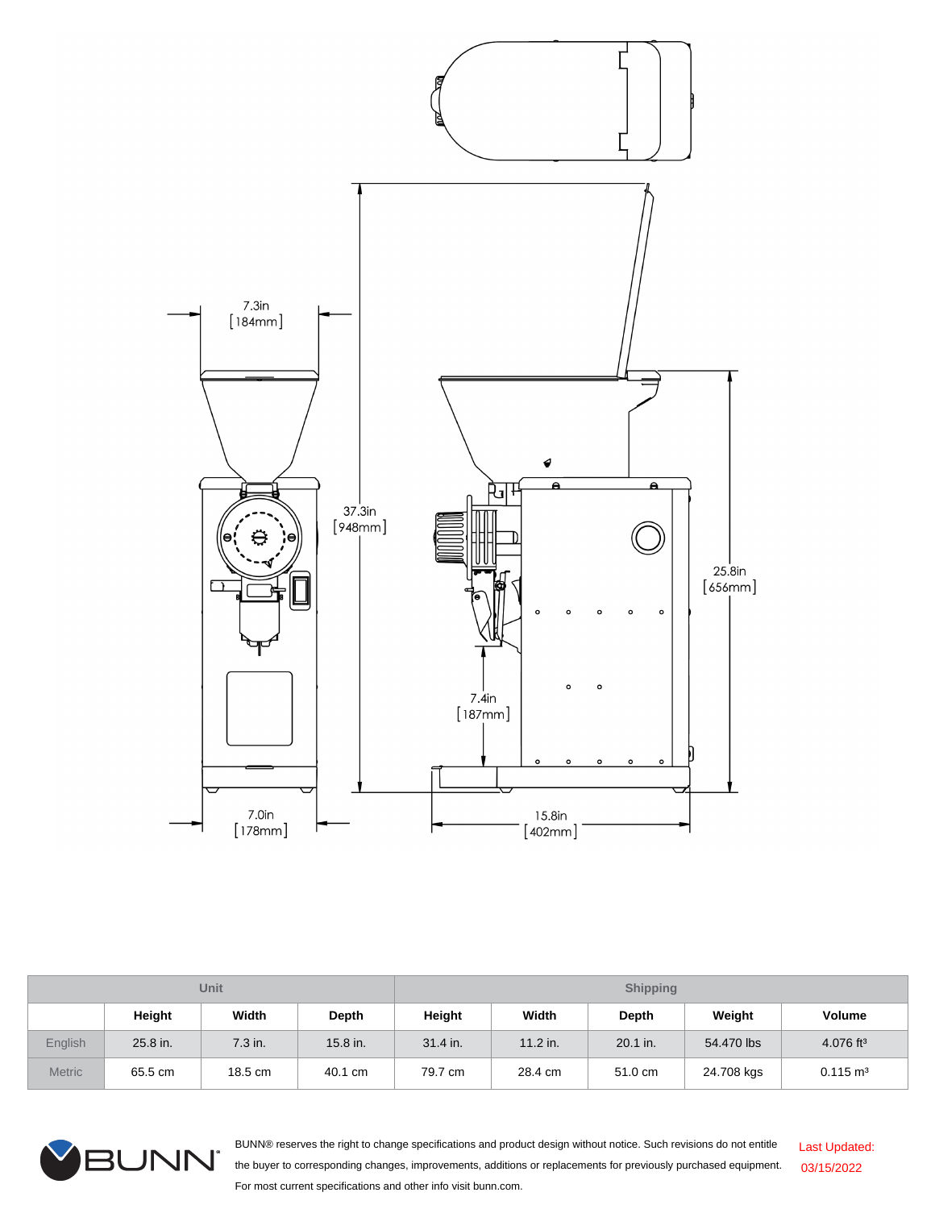7.3in [184mm]

37.3in [948mm]

25.8in [656mm]

7.4in [187mm]

7.0in [178mm]

15.8in [402mm]

| | Unit | | | Shipping | | | | |
|---|---|---|---|---|---|---|---|---|
| | Height | Width | Depth | Height | Width | Depth | Weight | Volume |
| English | 25.8 in. | 7.3 in. | 15.8 in. | 31.4 in. | 11.2 in. | 20.1 in. | 54.470 lbs | 4.076 $ft^3$ |
| Metric | 65.5 cm | 18.5 cm | 40.1 cm | 79.7 cm | 28.4 cm | 51.0 cm | 24.708 kgs | 0.115 $m^3$ |

BUNN® reserves the right to change specifications and product design without notice. Such revisions do not entitle the buyer to corresponding changes, improvements, additions or replacements for previously purchased equipment. For most current specifications and other info visit bunn.com.

Last Updated: 03/15/2022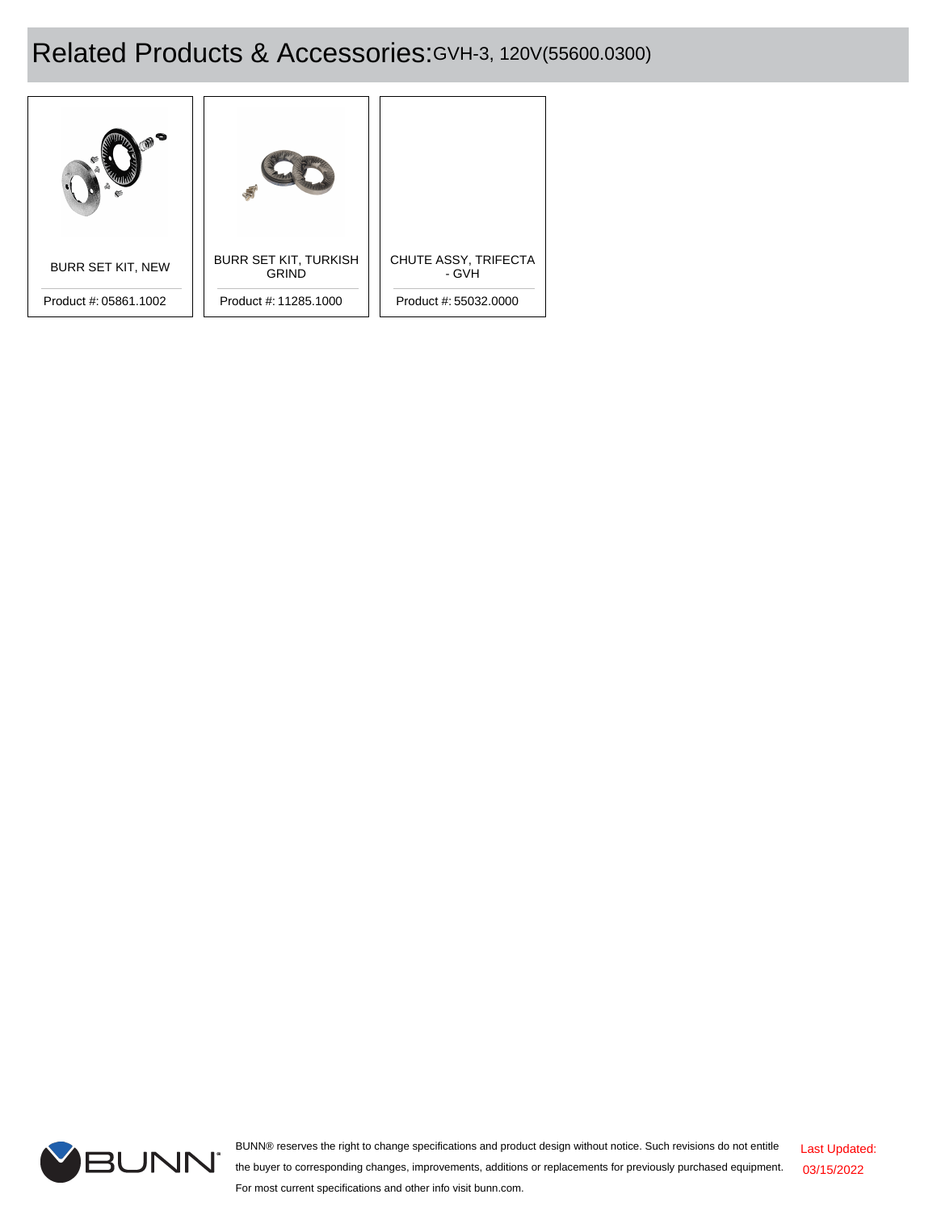# Related Products & Accessories: GVH-3, 120V(55600.0300)

| Product | Product # |
|---|---|
| BURR SET KIT, NEW | 05861.1002 |
| BURR SET KIT, TURKISH GRIND | 11285.1000 |
| CHUTE ASSY, TRIFECTA - GVH | 55032.0000 |

BUNN® reserves the right to change specifications and product design without notice. Such revisions do not entitle the buyer to corresponding changes, improvements, additions or replacements for previously purchased equipment. For most current specifications and other info visit bunn.com.

Last Updated: 03/15/2022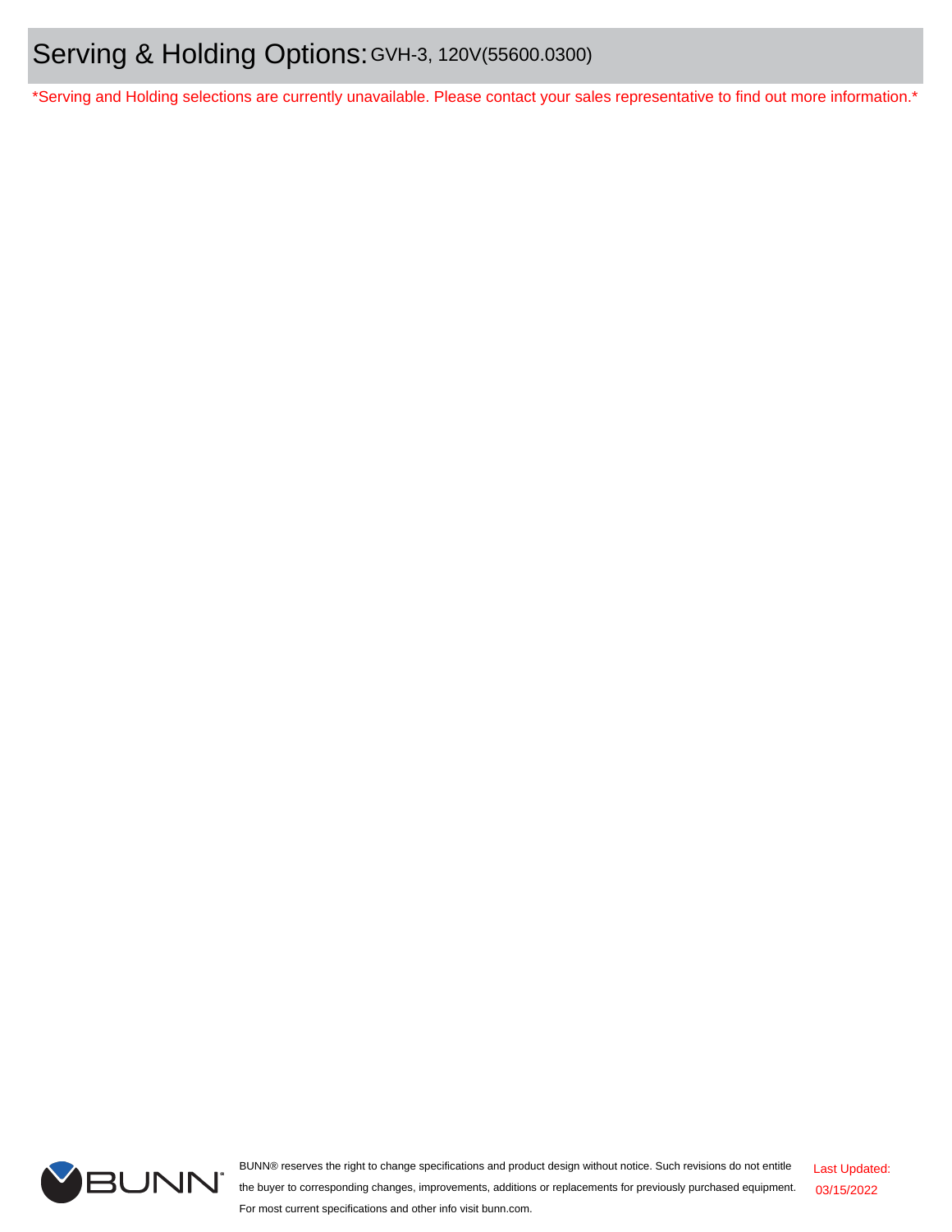# Serving & Holding Options: GVH-3, 120V(55600.0300)

*Serving and Holding selections are currently unavailable. Please contact your sales representative to find out more information.*

BUNN® reserves the right to change specifications and product design without notice. Such revisions do not entitle the buyer to corresponding changes, improvements, additions or replacements for previously purchased equipment. For most current specifications and other info visit bunn.com.

Last Updated: 03/15/2022